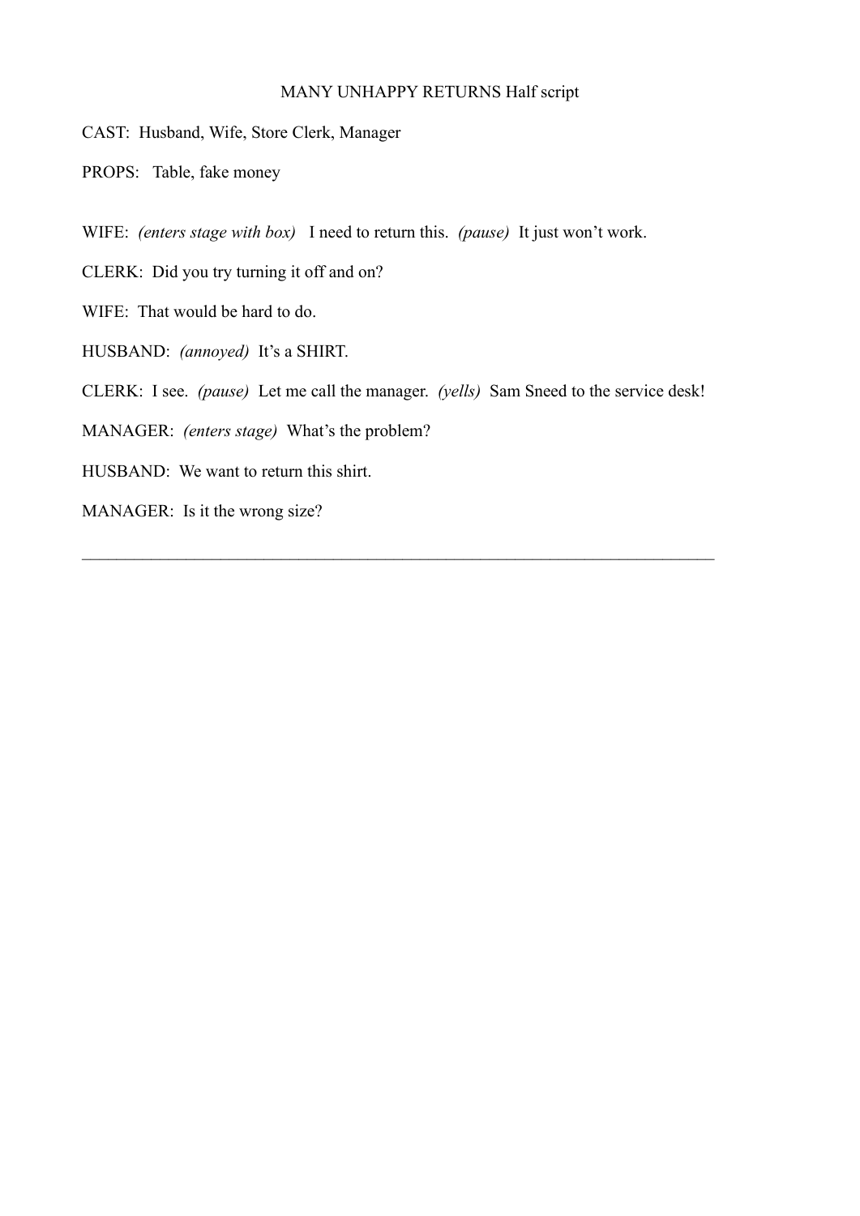# MANY UNHAPPY RETURNS Half script

CAST: Husband, Wife, Store Clerk, Manager

PROPS: Table, fake money

WIFE: *(enters stage with box)* I need to return this. *(pause)* It just won't work.

CLERK: Did you try turning it off and on?

WIFE: That would be hard to do.

HUSBAND: *(annoyed)* It's a SHIRT.

CLERK: I see. *(pause)* Let me call the manager. *(yells)* Sam Sneed to the service desk!

MANAGER: *(enters stage)* What's the problem?

HUSBAND: We want to return this shirt.

MANAGER: Is it the wrong size?

---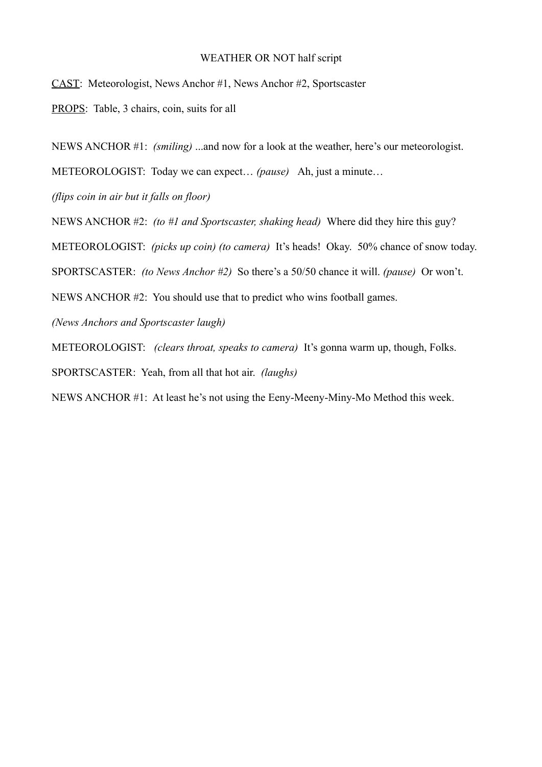WEATHER OR NOT half script

<u>CAST</u>: Meteorologist, News Anchor #1, News Anchor #2, Sportscaster

<u>PROPS</u>: Table, 3 chairs, coin, suits for all

NEWS ANCHOR #1: *(smiling)* ...and now for a look at the weather, here's our meteorologist.

METEOROLOGIST: Today we can expect… *(pause)* Ah, just a minute…

*(flips coin in air but it falls on floor)*

NEWS ANCHOR #2: *(to #1 and Sportscaster, shaking head)* Where did they hire this guy?

METEOROLOGIST: *(picks up coin) (to camera)* It's heads! Okay. 50% chance of snow today.

SPORTSCASTER: *(to News Anchor #2)* So there's a 50/50 chance it will. *(pause)* Or won't.

NEWS ANCHOR #2: You should use that to predict who wins football games.

*(News Anchors and Sportscaster laugh)*

METEOROLOGIST: *(clears throat, speaks to camera)* It's gonna warm up, though, Folks.

SPORTSCASTER: Yeah, from all that hot air. *(laughs)*

NEWS ANCHOR #1: At least he's not using the Eeny-Meeny-Miny-Mo Method this week.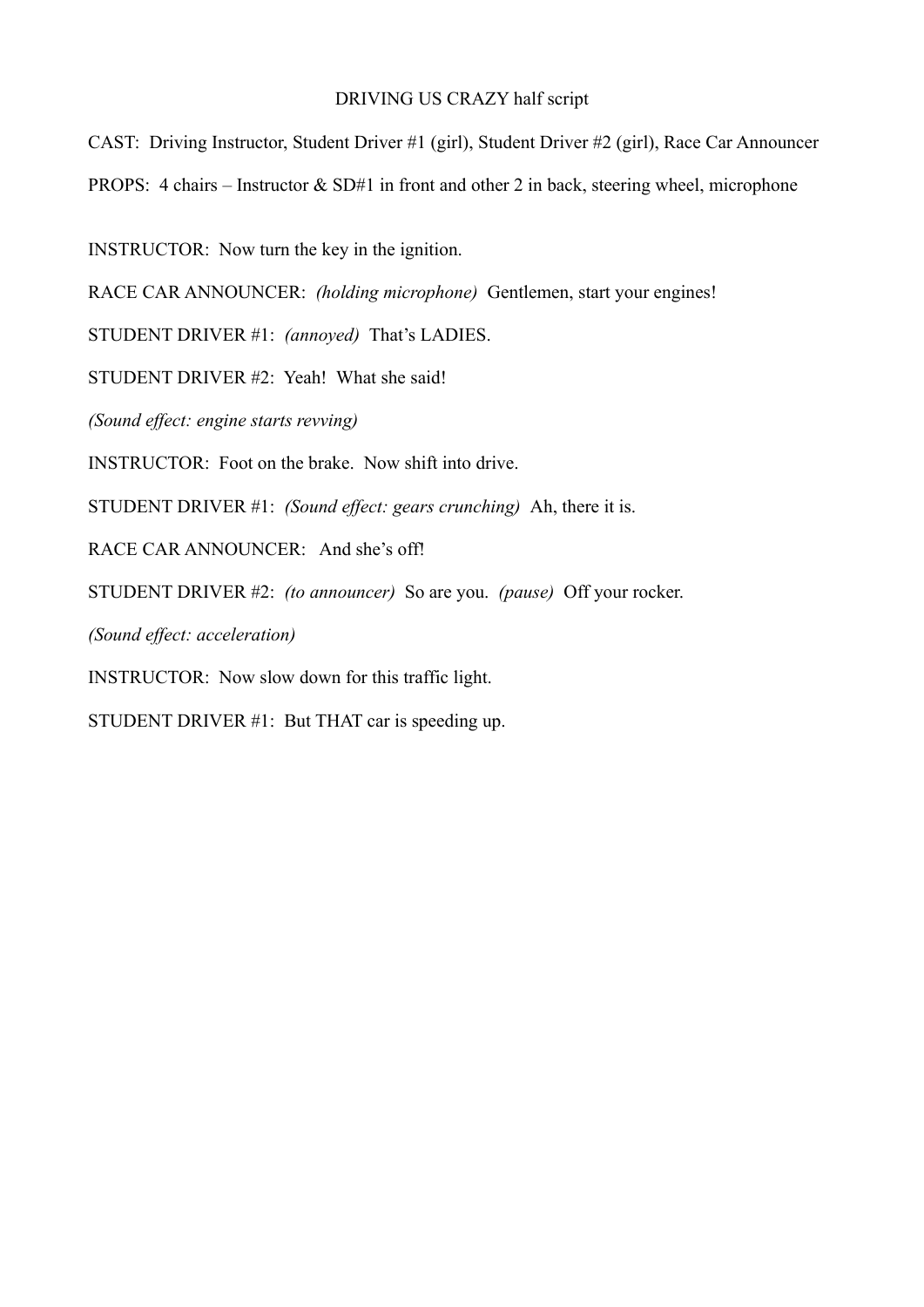DRIVING US CRAZY half script

CAST: Driving Instructor, Student Driver #1 (girl), Student Driver #2 (girl), Race Car Announcer

PROPS: 4 chairs – Instructor & SD#1 in front and other 2 in back, steering wheel, microphone

INSTRUCTOR: Now turn the key in the ignition.

RACE CAR ANNOUNCER: *(holding microphone)* Gentlemen, start your engines!

STUDENT DRIVER #1: *(annoyed)* That's LADIES.

STUDENT DRIVER #2: Yeah! What she said!

*(Sound effect: engine starts revving)*

INSTRUCTOR: Foot on the brake. Now shift into drive.

STUDENT DRIVER #1: *(Sound effect: gears crunching)* Ah, there it is.

RACE CAR ANNOUNCER: And she's off!

STUDENT DRIVER #2: *(to announcer)* So are you. *(pause)* Off your rocker.

*(Sound effect: acceleration)*

INSTRUCTOR: Now slow down for this traffic light.

STUDENT DRIVER #1: But THAT car is speeding up.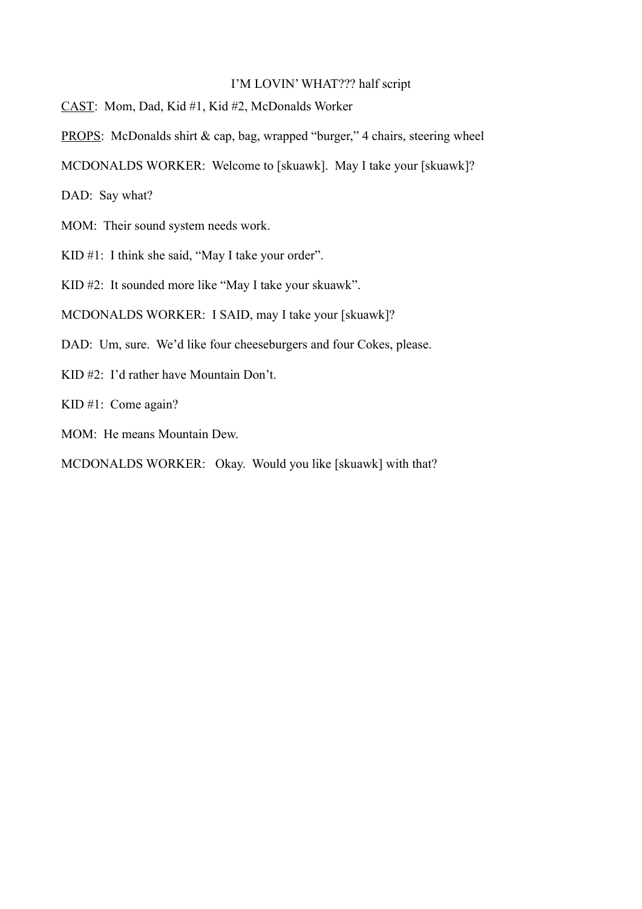I'M LOVIN' WHAT??? half script

<u>CAST</u>: Mom, Dad, Kid #1, Kid #2, McDonalds Worker

<u>PROPS</u>: McDonalds shirt & cap, bag, wrapped "burger," 4 chairs, steering wheel

MCDONALDS WORKER: Welcome to [skuawk]. May I take your [skuawk]?

DAD: Say what?

MOM: Their sound system needs work.

KID #1: I think she said, "May I take your order".

KID #2: It sounded more like "May I take your skuawk".

MCDONALDS WORKER: I SAID, may I take your [skuawk]?

DAD: Um, sure. We'd like four cheeseburgers and four Cokes, please.

KID #2: I'd rather have Mountain Don't.

KID #1: Come again?

MOM: He means Mountain Dew.

MCDONALDS WORKER: Okay. Would you like [skuawk] with that?